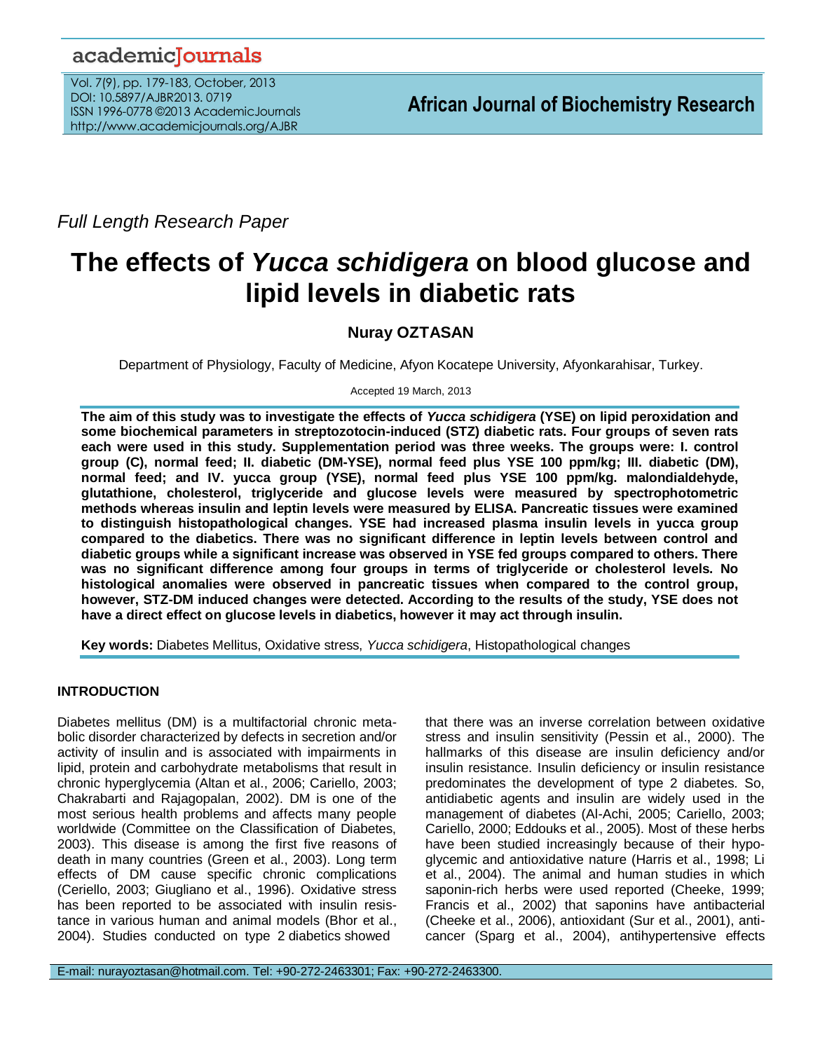Full Length Research Paper

# The effects of *Yucca schidigera* on blood glucose and lipid levels in diabetic rats

**Nuray OZTASAN**

Department of Physiology, Faculty of Medicine, Afyon Kocatepe University, Afyonkarahisar, Turkey.

Accepted 19 March, 2013

**The aim of this study was to investigate the effects of *Yucca schidigera* (YSE) on lipid peroxidation and some biochemical parameters in streptozotocin-induced (STZ) diabetic rats. Four groups of seven rats each were used in this study. Supplementation period was three weeks. The groups were: I. control group (C), normal feed; II. diabetic (DM-YSE), normal feed plus YSE 100 ppm/kg; III. diabetic (DM), normal feed; and IV. yucca group (YSE), normal feed plus YSE 100 ppm/kg. malondialdehyde, glutathione, cholesterol, triglyceride and glucose levels were measured by spectrophotometric methods whereas insulin and leptin levels were measured by ELISA. Pancreatic tissues were examined to distinguish histopathological changes. YSE had increased plasma insulin levels in yucca group compared to the diabetics. There was no significant difference in leptin levels between control and diabetic groups while a significant increase was observed in YSE fed groups compared to others. There was no significant difference among four groups in terms of triglyceride or cholesterol levels. No histological anomalies were observed in pancreatic tissues when compared to the control group, however, STZ-DM induced changes were detected. According to the results of the study, YSE does not have a direct effect on glucose levels in diabetics, however it may act through insulin.**

**Key words:** Diabetes Mellitus, Oxidative stress, *Yucca schidigera*, Histopathological changes

## INTRODUCTION

Diabetes mellitus (DM) is a multifactorial chronic metabolic disorder characterized by defects in secretion and/or activity of insulin and is associated with impairments in lipid, protein and carbohydrate metabolisms that result in chronic hyperglycemia (Altan et al., 2006; Cariello, 2003; Chakrabarti and Rajagopalan, 2002). DM is one of the most serious health problems and affects many people worldwide (Committee on the Classification of Diabetes, 2003). This disease is among the first five reasons of death in many countries (Green et al., 2003). Long term effects of DM cause specific chronic complications (Ceriello, 2003; Giugliano et al., 1996). Oxidative stress has been reported to be associated with insulin resistance in various human and animal models (Bhor et al., 2004). Studies conducted on type 2 diabetics showed that there was an inverse correlation between oxidative stress and insulin sensitivity (Pessin et al., 2000). The hallmarks of this disease are insulin deficiency and/or insulin resistance. Insulin deficiency or insulin resistance predominates the development of type 2 diabetes. So, antidiabetic agents and insulin are widely used in the management of diabetes (Al-Achi, 2005; Cariello, 2003; Cariello, 2000; Eddouks et al., 2005). Most of these herbs have been studied increasingly because of their hypoglycemic and antioxidative nature (Harris et al., 1998; Li et al., 2004). The animal and human studies in which saponin-rich herbs were used reported (Cheeke, 1999; Francis et al., 2002) that saponins have antibacterial (Cheeke et al., 2006), antioxidant (Sur et al., 2001), anticancer (Sparg et al., 2004), antihypertensive effects

E-mail: nurayoztasan@hotmail.com. Tel: +90-272-2463301; Fax: +90-272-2463300.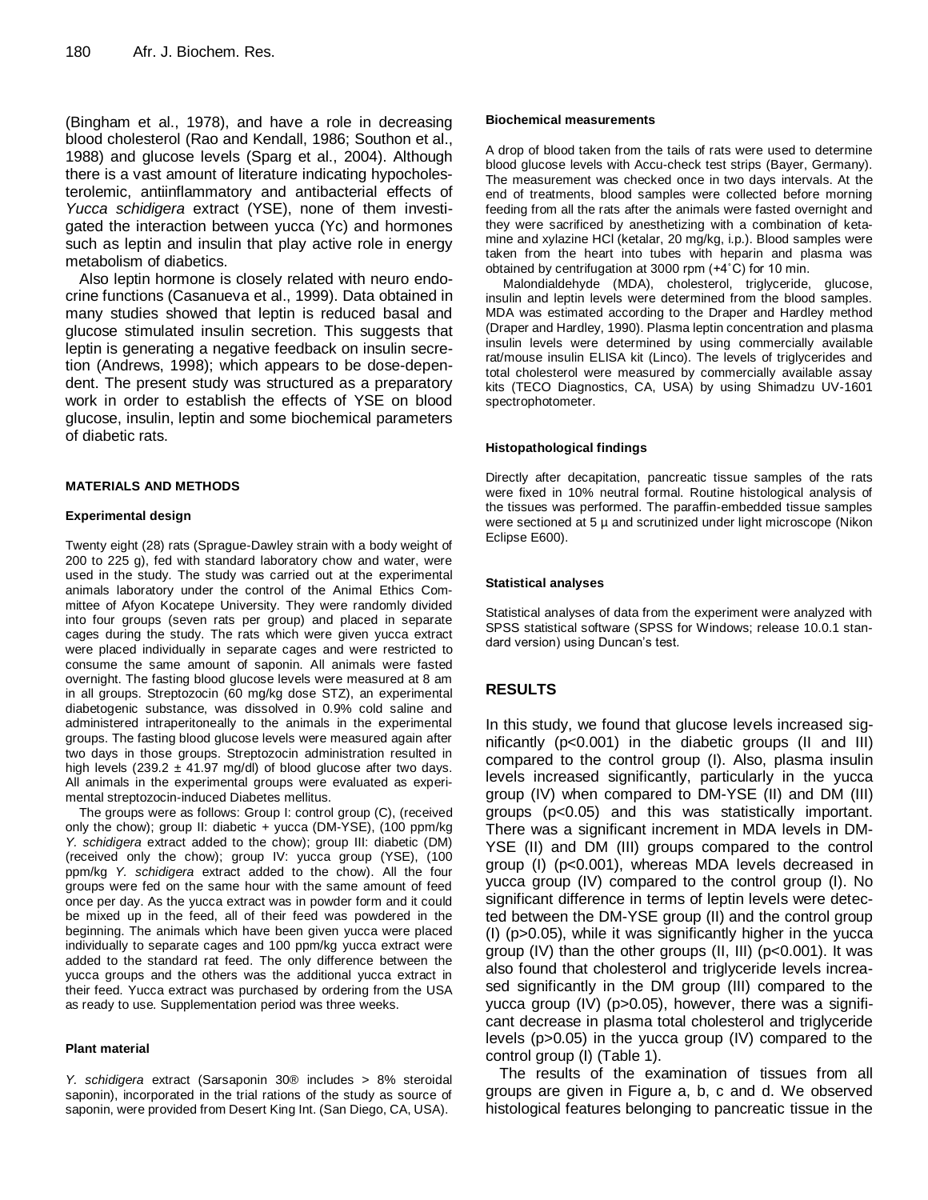(Bingham et al., 1978), and have a role in decreasing blood cholesterol (Rao and Kendall, 1986; Southon et al., 1988) and glucose levels (Sparg et al., 2004). Although there is a vast amount of literature indicating hypocholesterolemic, antiinflammatory and antibacterial effects of *Yucca schidigera* extract (YSE), none of them investigated the interaction between yucca (Yc) and hormones such as leptin and insulin that play active role in energy metabolism of diabetics.

Also leptin hormone is closely related with neuro endocrine functions (Casanueva et al., 1999). Data obtained in many studies showed that leptin is reduced basal and glucose stimulated insulin secretion. This suggests that leptin is generating a negative feedback on insulin secretion (Andrews, 1998); which appears to be dose-dependent. The present study was structured as a preparatory work in order to establish the effects of YSE on blood glucose, insulin, leptin and some biochemical parameters of diabetic rats.

## MATERIALS AND METHODS

### Experimental design

Twenty eight (28) rats (Sprague-Dawley strain with a body weight of 200 to 225 g), fed with standard laboratory chow and water, were used in the study. The study was carried out at the experimental animals laboratory under the control of the Animal Ethics Committee of Afyon Kocatepe University. They were randomly divided into four groups (seven rats per group) and placed in separate cages during the study. The rats which were given yucca extract were placed individually in separate cages and were restricted to consume the same amount of saponin. All animals were fasted overnight. The fasting blood glucose levels were measured at 8 am in all groups. Streptozocin (60 mg/kg dose STZ), an experimental diabetogenic substance, was dissolved in 0.9% cold saline and administered intraperitoneally to the animals in the experimental groups. The fasting blood glucose levels were measured again after two days in those groups. Streptozocin administration resulted in high levels (239.2 ± 41.97 mg/dl) of blood glucose after two days. All animals in the experimental groups were evaluated as experimental streptozocin-induced Diabetes mellitus.

The groups were as follows: Group I: control group (C), (received only the chow); group II: diabetic + yucca (DM-YSE), (100 ppm/kg *Y. schidigera* extract added to the chow); group III: diabetic (DM) (received only the chow); group IV: yucca group (YSE), (100 ppm/kg *Y. schidigera* extract added to the chow). All the four groups were fed on the same hour with the same amount of feed once per day. As the yucca extract was in powder form and it could be mixed up in the feed, all of their feed was powdered in the beginning. The animals which have been given yucca were placed individually to separate cages and 100 ppm/kg yucca extract were added to the standard rat feed. The only difference between the yucca groups and the others was the additional yucca extract in their feed. Yucca extract was purchased by ordering from the USA as ready to use. Supplementation period was three weeks.

### Plant material

*Y. schidigera* extract (Sarsaponin 30® includes > 8% steroidal saponin), incorporated in the trial rations of the study as source of saponin, were provided from Desert King Int. (San Diego, CA, USA).

### Biochemical measurements

A drop of blood taken from the tails of rats were used to determine blood glucose levels with Accu-check test strips (Bayer, Germany). The measurement was checked once in two days intervals. At the end of treatments, blood samples were collected before morning feeding from all the rats after the animals were fasted overnight and they were sacrificed by anesthetizing with a combination of ketamine and xylazine HCl (ketalar, 20 mg/kg, i.p.). Blood samples were taken from the heart into tubes with heparin and plasma was obtained by centrifugation at 3000 rpm (+4°C) for 10 min.

Malondialdehyde (MDA), cholesterol, triglyceride, glucose, insulin and leptin levels were determined from the blood samples. MDA was estimated according to the Draper and Hardley method (Draper and Hardley, 1990). Plasma leptin concentration and plasma insulin levels were determined by using commercially available rat/mouse insulin ELISA kit (Linco). The levels of triglycerides and total cholesterol were measured by commercially available assay kits (TECO Diagnostics, CA, USA) by using Shimadzu UV-1601 spectrophotometer.

### Histopathological findings

Directly after decapitation, pancreatic tissue samples of the rats were fixed in 10% neutral formal. Routine histological analysis of the tissues was performed. The paraffin-embedded tissue samples were sectioned at 5 µ and scrutinized under light microscope (Nikon Eclipse E600).

### Statistical analyses

Statistical analyses of data from the experiment were analyzed with SPSS statistical software (SPSS for Windows; release 10.0.1 standard version) using Duncan's test.

## RESULTS

In this study, we found that glucose levels increased significantly ($p<0.001$) in the diabetic groups (II and III) compared to the control group (I). Also, plasma insulin levels increased significantly, particularly in the yucca group (IV) when compared to DM-YSE (II) and DM (III) groups ($p<0.05$) and this was statistically important. There was a significant increment in MDA levels in DM-YSE (II) and DM (III) groups compared to the control group (I) ($p<0.001$), whereas MDA levels decreased in yucca group (IV) compared to the control group (I). No significant difference in terms of leptin levels were detected between the DM-YSE group (II) and the control group (I) ($p>0.05$), while it was significantly higher in the yucca group (IV) than the other groups (II, III) ($p<0.001$). It was also found that cholesterol and triglyceride levels increased significantly in the DM group (III) compared to the yucca group (IV) ($p>0.05$), however, there was a significant decrease in plasma total cholesterol and triglyceride levels ($p>0.05$) in the yucca group (IV) compared to the control group (I) (Table 1).

The results of the examination of tissues from all groups are given in Figure a, b, c and d. We observed histological features belonging to pancreatic tissue in the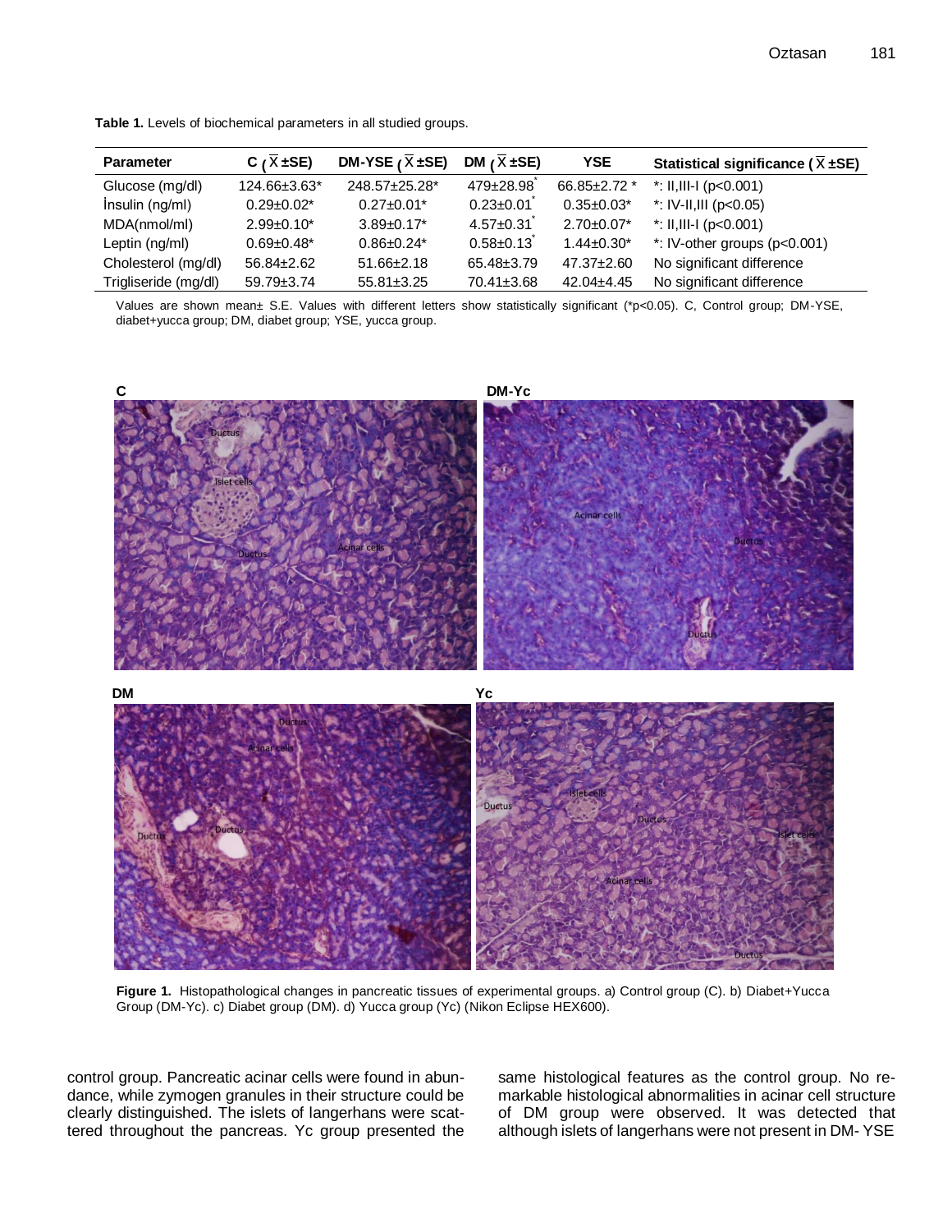**Table 1.** Levels of biochemical parameters in all studied groups.

| Parameter | C ($\bar{X}$ ±SE) | DM-YSE ($\bar{X}$ ±SE) | DM ($\bar{X}$ ±SE) | YSE | Statistical significance ($\bar{X}$ ±SE) |
|---|---|---|---|---|---|
| Glucose (mg/dl) | 124.66±3.63* | 248.57±25.28* | 479±28.98* | 66.85±2.72 * | *: II,III-I (p<0.001) |
| İnsulin (ng/ml) | 0.29±0.02* | 0.27±0.01* | 0.23±0.01* | 0.35±0.03* | *: IV-II,III (p<0.05) |
| MDA(nmol/ml) | 2.99±0.10* | 3.89±0.17* | 4.57±0.31* | 2.70±0.07* | *: II,III-I (p<0.001) |
| Leptin (ng/ml) | 0.69±0.48* | 0.86±0.24* | 0.58±0.13* | 1.44±0.30* | *: IV-other groups (p<0.001) |
| Cholesterol (mg/dl) | 56.84±2.62 | 51.66±2.18 | 65.48±3.79 | 47.37±2.60 | No significant difference |
| Trigliseride (mg/dl) | 59.79±3.74 | 55.81±3.25 | 70.41±3.68 | 42.04±4.45 | No significant difference |

Values are shown mean± S.E. Values with different letters show statistically significant (*p<0.05). C, Control group; DM-YSE, diabet+yucca group; DM, diabet group; YSE, yucca group.

**Figure 1.** Histopathological changes in pancreatic tissues of experimental groups. a) Control group (C). b) Diabet+Yucca Group (DM-Yc). c) Diabet group (DM). d) Yucca group (Yc) (Nikon Eclipse HEX600).

control group. Pancreatic acinar cells were found in abundance, while zymogen granules in their structure could be clearly distinguished. The islets of langerhans were scattered throughout the pancreas. Yc group presented the same histological features as the control group. No remarkable histological abnormalities in acinar cell structure of DM group were observed. It was detected that although islets of langerhans were not present in DM- YSE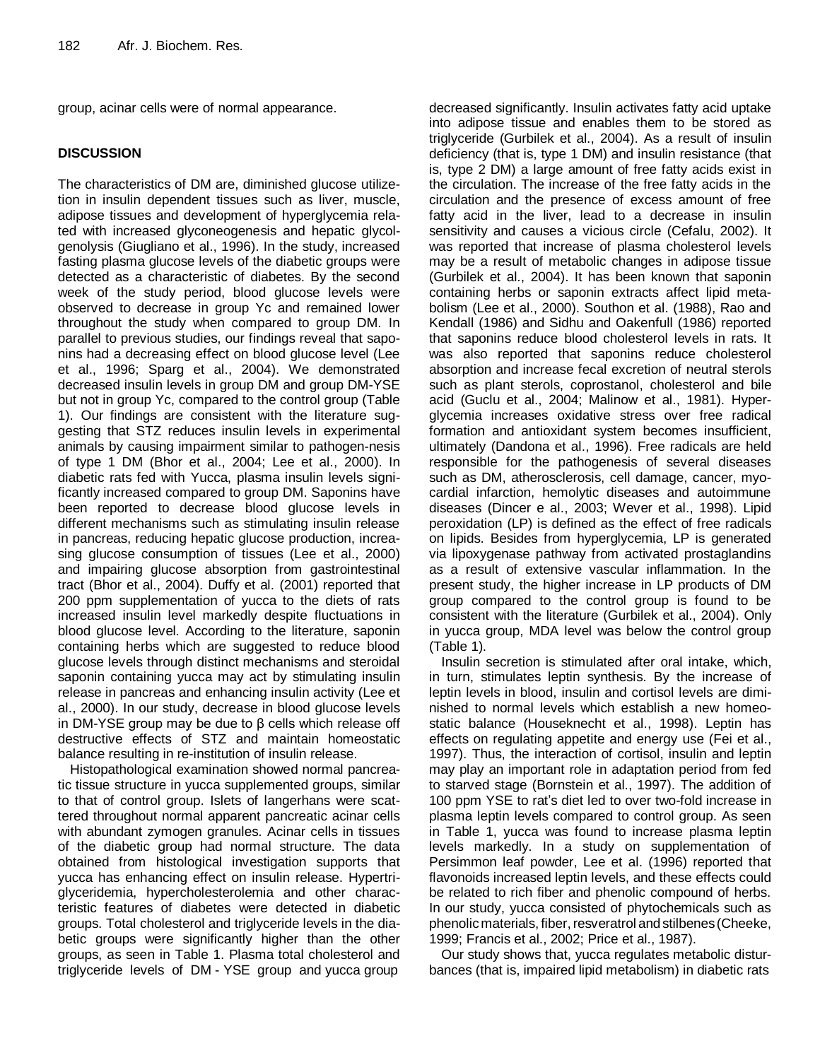group, acinar cells were of normal appearance.

## DISCUSSION

The characteristics of DM are, diminished glucose utilization in insulin dependent tissues such as liver, muscle, adipose tissues and development of hyperglycemia related with increased glyconeogenesis and hepatic glycolgenolysis (Giugliano et al., 1996). In the study, increased fasting plasma glucose levels of the diabetic groups were detected as a characteristic of diabetes. By the second week of the study period, blood glucose levels were observed to decrease in group Yc and remained lower throughout the study when compared to group DM. In parallel to previous studies, our findings reveal that saponins had a decreasing effect on blood glucose level (Lee et al., 1996; Sparg et al., 2004). We demonstrated decreased insulin levels in group DM and group DM-YSE but not in group Yc, compared to the control group (Table 1). Our findings are consistent with the literature suggesting that STZ reduces insulin levels in experimental animals by causing impairment similar to pathogen-nesis of type 1 DM (Bhor et al., 2004; Lee et al., 2000). In diabetic rats fed with Yucca, plasma insulin levels significantly increased compared to group DM. Saponins have been reported to decrease blood glucose levels in different mechanisms such as stimulating insulin release in pancreas, reducing hepatic glucose production, increasing glucose consumption of tissues (Lee et al., 2000) and impairing glucose absorption from gastrointestinal tract (Bhor et al., 2004). Duffy et al. (2001) reported that 200 ppm supplementation of yucca to the diets of rats increased insulin level markedly despite fluctuations in blood glucose level. According to the literature, saponin containing herbs which are suggested to reduce blood glucose levels through distinct mechanisms and steroidal saponin containing yucca may act by stimulating insulin release in pancreas and enhancing insulin activity (Lee et al., 2000). In our study, decrease in blood glucose levels in DM-YSE group may be due to β cells which release off destructive effects of STZ and maintain homeostatic balance resulting in re-institution of insulin release.

Histopathological examination showed normal pancreatic tissue structure in yucca supplemented groups, similar to that of control group. Islets of langerhans were scattered throughout normal apparent pancreatic acinar cells with abundant zymogen granules. Acinar cells in tissues of the diabetic group had normal structure. The data obtained from histological investigation supports that yucca has enhancing effect on insulin release. Hypertriglyceridemia, hypercholesterolemia and other characteristic features of diabetes were detected in diabetic groups. Total cholesterol and triglyceride levels in the diabetic groups were significantly higher than the other groups, as seen in Table 1. Plasma total cholesterol and triglyceride levels of DM - YSE group and yucca group decreased significantly. Insulin activates fatty acid uptake into adipose tissue and enables them to be stored as triglyceride (Gurbilek et al., 2004). As a result of insulin deficiency (that is, type 1 DM) and insulin resistance (that is, type 2 DM) a large amount of free fatty acids exist in the circulation. The increase of the free fatty acids in the circulation and the presence of excess amount of free fatty acid in the liver, lead to a decrease in insulin sensitivity and causes a vicious cicrle (Cefalu, 2002). It was reported that increase of plasma cholesterol levels may be a result of metabolic changes in adipose tissue (Gurbilek et al., 2004). It has been known that saponin containing herbs or saponin extracts affect lipid metabolism (Lee et al., 2000). Southon et al. (1988), Rao and Kendall (1986) and Sidhu and Oakenfull (1986) reported that saponins reduce blood cholesterol levels in rats. It was also reported that saponins reduce cholesterol absorption and increase fecal excretion of neutral sterols such as plant sterols, coprostanol, cholesterol and bile acid (Guclu et al., 2004; Malinow et al., 1981). Hyperglycemia increases oxidative stress over free radical formation and antioxidant system becomes insufficient, ultimately (Dandona et al., 1996). Free radicals are held responsible for the pathogenesis of several diseases such as DM, atherosclerosis, cell damage, cancer, myocardial infarction, hemolytic diseases and autoimmune diseases (Dincer e al., 2003; Wever et al., 1998). Lipid peroxidation (LP) is defined as the effect of free radicals on lipids. Besides from hyperglycemia, LP is generated via lipoxygenase pathway from activated prostaglandins as a result of extensive vascular inflammation. In the present study, the higher increase in LP products of DM group compared to the control group is found to be consistent with the literature (Gurbilek et al., 2004). Only in yucca group, MDA level was below the control group (Table 1).

Insulin secretion is stimulated after oral intake, which, in turn, stimulates leptin synthesis. By the increase of leptin levels in blood, insulin and cortisol levels are diminished to normal levels which establish a new homeostatic balance (Houseknecht et al., 1998). Leptin has effects on regulating appetite and energy use (Fei et al., 1997). Thus, the interaction of cortisol, insulin and leptin may play an important role in adaptation period from fed to starved stage (Bornstein et al., 1997). The addition of 100 ppm YSE to rat's diet led to over two-fold increase in plasma leptin levels compared to control group. As seen in Table 1, yucca was found to increase plasma leptin levels markedly. In a study on supplementation of Persimmon leaf powder, Lee et al. (1996) reported that flavonoids increased leptin levels, and these effects could be related to rich fiber and phenolic compound of herbs. In our study, yucca consisted of phytochemicals such as phenolic materials, fiber, resveratrol and stilbenes (Cheeke, 1999; Francis et al., 2002; Price et al., 1987).

Our study shows that, yucca regulates metabolic disturbances (that is, impaired lipid metabolism) in diabetic rats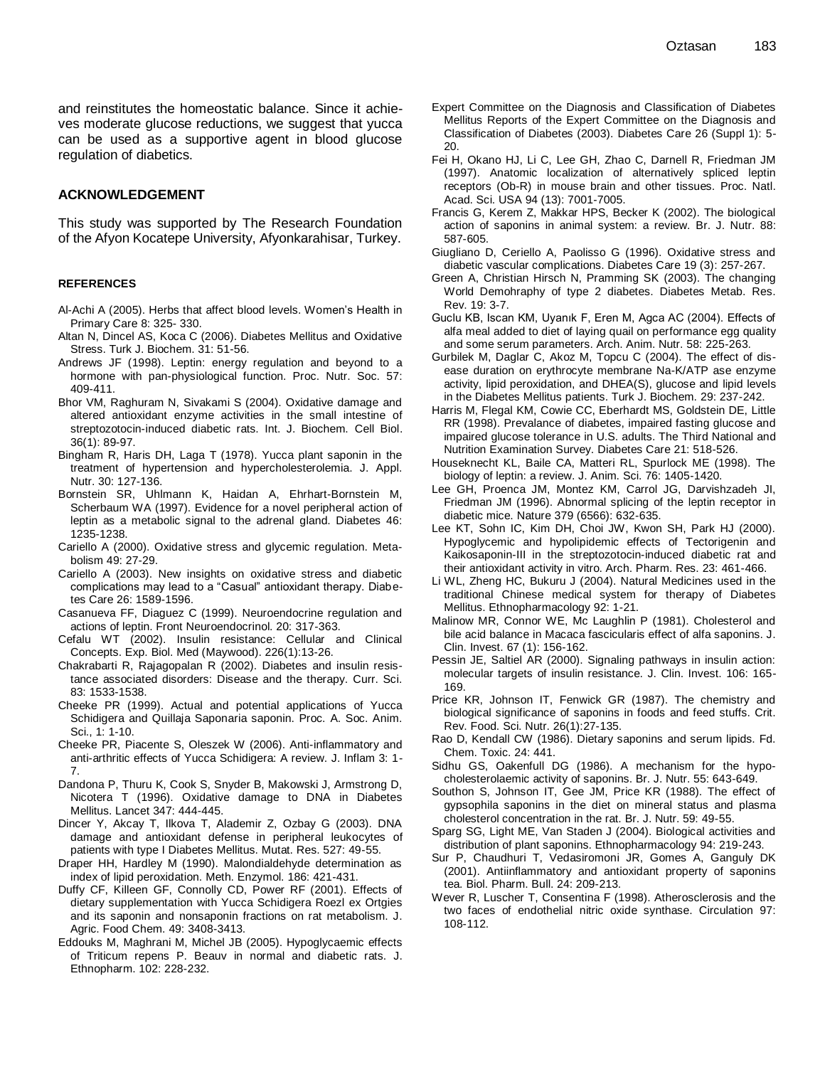and reinstitutes the homeostatic balance. Since it achieves moderate glucose reductions, we suggest that yucca can be used as a supportive agent in blood glucose regulation of diabetics.

## ACKNOWLEDGEMENT

This study was supported by The Research Foundation of the Afyon Kocatepe University, Afyonkarahisar, Turkey.

## REFERENCES

Al-Achi A (2005). Herbs that affect blood levels. Women's Health in Primary Care 8: 325- 330.

Altan N, Dincel AS, Koca C (2006). Diabetes Mellitus and Oxidative Stress. Turk J. Biochem. 31: 51-56.

Andrews JF (1998). Leptin: energy regulation and beyond to a hormone with pan-physiological function. Proc. Nutr. Soc. 57: 409-411.

Bhor VM, Raghuram N, Sivakami S (2004). Oxidative damage and altered antioxidant enzyme activities in the small intestine of streptozotocin-induced diabetic rats. Int. J. Biochem. Cell Biol. 36(1): 89-97.

Bingham R, Haris DH, Laga T (1978). Yucca plant saponin in the treatment of hypertension and hypercholesterolemia. J. Appl. Nutr. 30: 127-136.

Bornstein SR, Uhlmann K, Haidan A, Ehrhart-Bornstein M, Scherbaum WA (1997). Evidence for a novel peripheral action of leptin as a metabolic signal to the adrenal gland. Diabetes 46: 1235-1238.

Cariello A (2000). Oxidative stress and glycemic regulation. Metabolism 49: 27-29.

Cariello A (2003). New insights on oxidative stress and diabetic complications may lead to a "Casual" antioxidant therapy. Diabetes Care 26: 1589-1596.

Casanueva FF, Diaguez C (1999). Neuroendocrine regulation and actions of leptin. Front Neuroendocrinol. 20: 317-363.

Cefalu WT (2002). Insulin resistance: Cellular and Clinical Concepts. Exp. Biol. Med (Maywood). 226(1):13-26.

Chakrabarti R, Rajagopalan R (2002). Diabetes and insulin resistance associated disorders: Disease and the therapy. Curr. Sci. 83: 1533-1538.

Cheeke PR (1999). Actual and potential applications of Yucca Schidigera and Quillaja Saponaria saponin. Proc. A. Soc. Anim. Sci., 1: 1-10.

Cheeke PR, Piacente S, Oleszek W (2006). Anti-inflammatory and anti-arthritic effects of Yucca Schidigera: A review. J. Inflam 3: 1-7.

Dandona P, Thuru K, Cook S, Snyder B, Makowski J, Armstrong D, Nicotera T (1996). Oxidative damage to DNA in Diabetes Mellitus. Lancet 347: 444-445.

Dincer Y, Akcay T, Ilkova T, Alademir Z, Ozbay G (2003). DNA damage and antioxidant defense in peripheral leukocytes of patients with type I Diabetes Mellitus. Mutat. Res. 527: 49-55.

Draper HH, Hardley M (1990). Malondialdehyde determination as index of lipid peroxidation. Meth. Enzymol. 186: 421-431.

Duffy CF, Killeen GF, Connolly CD, Power RF (2001). Effects of dietary supplementation with Yucca Schidigera Roezl ex Ortgies and its saponin and nonsaponin fractions on rat metabolism. J. Agric. Food Chem. 49: 3408-3413.

Eddouks M, Maghrani M, Michel JB (2005). Hypoglycaemic effects of Triticum repens P. Beauv in normal and diabetic rats. J. Ethnopharm. 102: 228-232.

Expert Committee on the Diagnosis and Classification of Diabetes Mellitus Reports of the Expert Committee on the Diagnosis and Classification of Diabetes (2003). Diabetes Care 26 (Suppl 1): 5-20.

Fei H, Okano HJ, Li C, Lee GH, Zhao C, Darnell R, Friedman JM (1997). Anatomic localization of alternatively spliced leptin receptors (Ob-R) in mouse brain and other tissues. Proc. Natl. Acad. Sci. USA 94 (13): 7001-7005.

Francis G, Kerem Z, Makkar HPS, Becker K (2002). The biological action of saponins in animal system: a review. Br. J. Nutr. 88: 587-605.

Giugliano D, Ceriello A, Paolisso G (1996). Oxidative stress and diabetic vascular complications. Diabetes Care 19 (3): 257-267.

Green A, Christian Hirsch N, Pramming SK (2003). The changing World Demohraphy of type 2 diabetes. Diabetes Metab. Res. Rev. 19: 3-7.

Guclu KB, Iscan KM, Uyanık F, Eren M, Agca AC (2004). Effects of alfa meal added to diet of laying quail on performance egg quality and some serum parameters. Arch. Anim. Nutr. 58: 225-263.

Gurbilek M, Daglar C, Akoz M, Topcu C (2004). The effect of disease duration on erythrocyte membrane Na-K/ATP ase enzyme activity, lipid peroxidation, and DHEA(S), glucose and lipid levels in the Diabetes Mellitus patients. Turk J. Biochem. 29: 237-242.

Harris M, Flegal KM, Cowie CC, Eberhardt MS, Goldstein DE, Little RR (1998). Prevalance of diabetes, impaired fasting glucose and impaired glucose tolerance in U.S. adults. The Third National and Nutrition Examination Survey. Diabetes Care 21: 518-526.

Houseknecht KL, Baile CA, Matteri RL, Spurlock ME (1998). The biology of leptin: a review. J. Anim. Sci. 76: 1405-1420.

Lee GH, Proenca JM, Montez KM, Carrol JG, Darvishzadeh JI, Friedman JM (1996). Abnormal splicing of the leptin receptor in diabetic mice. Nature 379 (6566): 632-635.

Lee KT, Sohn IC, Kim DH, Choi JW, Kwon SH, Park HJ (2000). Hypoglycemic and hypolipidemic effects of Tectorigenin and Kaikosaponin-III in the streptozotocin-induced diabetic rat and their antioxidant activity in vitro. Arch. Pharm. Res. 23: 461-466.

Li WL, Zheng HC, Bukuru J (2004). Natural Medicines used in the traditional Chinese medical system for therapy of Diabetes Mellitus. Ethnopharmacology 92: 1-21.

Malinow MR, Connor WE, Mc Laughlin P (1981). Cholesterol and bile acid balance in Macaca fascicularis effect of alfa saponins. J. Clin. Invest. 67 (1): 156-162.

Pessin JE, Saltiel AR (2000). Signaling pathways in insulin action: molecular targets of insulin resistance. J. Clin. Invest. 106: 165-169.

Price KR, Johnson IT, Fenwick GR (1987). The chemistry and biological significance of saponins in foods and feed stuffs. Crit. Rev. Food. Sci. Nutr. 26(1):27-135.

Rao D, Kendall CW (1986). Dietary saponins and serum lipids. Fd. Chem. Toxic. 24: 441.

Sidhu GS, Oakenfull DG (1986). A mechanism for the hypocholesterolaemic activity of saponins. Br. J. Nutr. 55: 643-649.

Southon S, Johnson IT, Gee JM, Price KR (1988). The effect of gypsophila saponins in the diet on mineral status and plasma cholesterol concentration in the rat. Br. J. Nutr. 59: 49-55.

Sparg SG, Light ME, Van Staden J (2004). Biological activities and distribution of plant saponins. Ethnopharmacology 94: 219-243.

Sur P, Chaudhuri T, Vedasiromoni JR, Gomes A, Ganguly DK (2001). Antiinflammatory and antioxidant property of saponins tea. Biol. Pharm. Bull. 24: 209-213.

Wever R, Luscher T, Consentina F (1998). Atherosclerosis and the two faces of endothelial nitric oxide synthase. Circulation 97: 108-112.